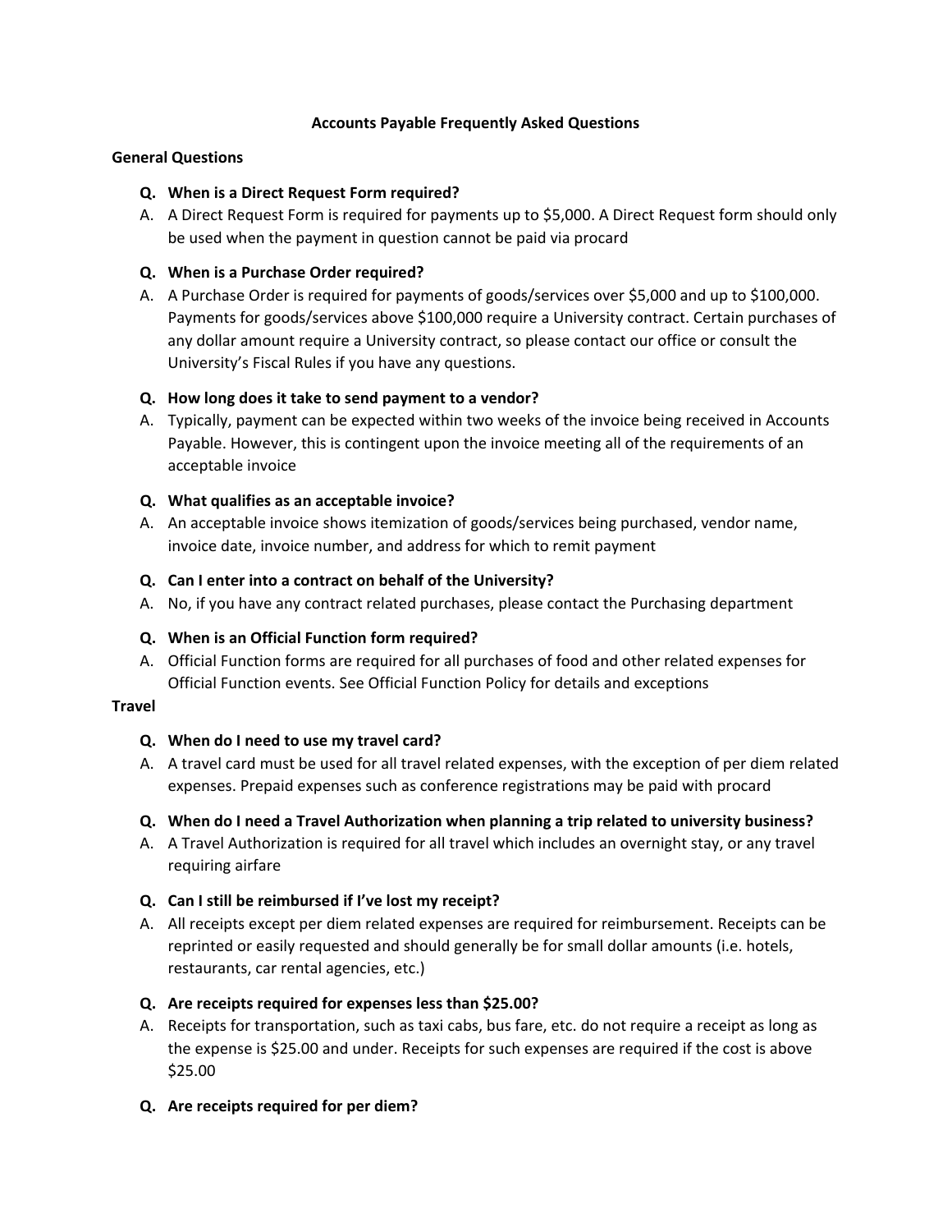# Accounts Payable Frequently Asked Questions

## General Questions

**Q. When is a Direct Request Form required?**

A. A Direct Request Form is required for payments up to $5,000. A Direct Request form should only be used when the payment in question cannot be paid via procard

**Q. When is a Purchase Order required?**

A. A Purchase Order is required for payments of goods/services over $5,000 and up to $100,000. Payments for goods/services above $100,000 require a University contract. Certain purchases of any dollar amount require a University contract, so please contact our office or consult the University's Fiscal Rules if you have any questions.

**Q. How long does it take to send payment to a vendor?**

A. Typically, payment can be expected within two weeks of the invoice being received in Accounts Payable. However, this is contingent upon the invoice meeting all of the requirements of an acceptable invoice

**Q. What qualifies as an acceptable invoice?**

A. An acceptable invoice shows itemization of goods/services being purchased, vendor name, invoice date, invoice number, and address for which to remit payment

**Q. Can I enter into a contract on behalf of the University?**

A. No, if you have any contract related purchases, please contact the Purchasing department

**Q. When is an Official Function form required?**

A. Official Function forms are required for all purchases of food and other related expenses for Official Function events. See Official Function Policy for details and exceptions

## Travel

**Q. When do I need to use my travel card?**

A. A travel card must be used for all travel related expenses, with the exception of per diem related expenses. Prepaid expenses such as conference registrations may be paid with procard

**Q. When do I need a Travel Authorization when planning a trip related to university business?**

A. A Travel Authorization is required for all travel which includes an overnight stay, or any travel requiring airfare

**Q. Can I still be reimbursed if I've lost my receipt?**

A. All receipts except per diem related expenses are required for reimbursement. Receipts can be reprinted or easily requested and should generally be for small dollar amounts (i.e. hotels, restaurants, car rental agencies, etc.)

**Q. Are receipts required for expenses less than $25.00?**

A. Receipts for transportation, such as taxi cabs, bus fare, etc. do not require a receipt as long as the expense is $25.00 and under. Receipts for such expenses are required if the cost is above $25.00

**Q. Are receipts required for per diem?**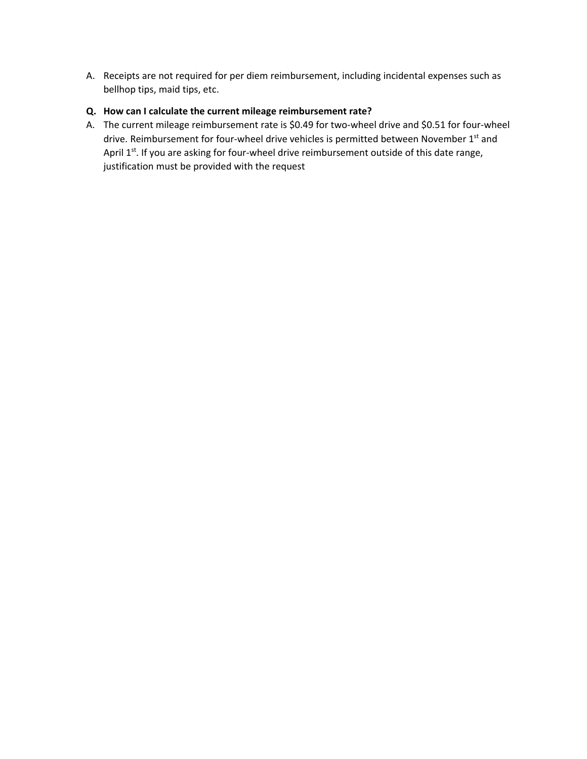A. Receipts are not required for per diem reimbursement, including incidental expenses such as bellhop tips, maid tips, etc.

**Q. How can I calculate the current mileage reimbursement rate?**

A. The current mileage reimbursement rate is $0.49 for two-wheel drive and $0.51 for four-wheel drive. Reimbursement for four-wheel drive vehicles is permitted between November 1st and April 1st. If you are asking for four-wheel drive reimbursement outside of this date range, justification must be provided with the request